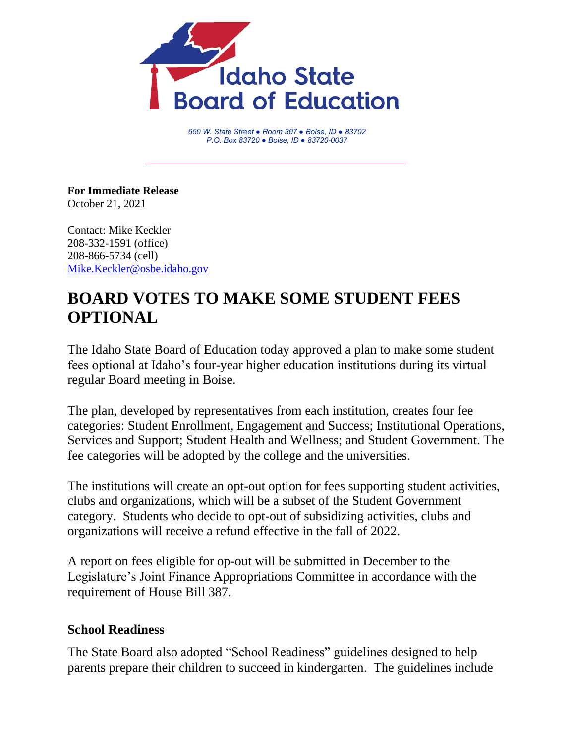Idaho State Board of Education

*650 W. State Street ● Room 307 ● Boise, ID ● 83702*
*P.O. Box 83720 ● Boise, ID ● 83720-0037*

**For Immediate Release**
October 21, 2021

Contact: Mike Keckler
208-332-1591 (office)
208-866-5734 (cell)
Mike.Keckler@osbe.idaho.gov

# BOARD VOTES TO MAKE SOME STUDENT FEES OPTIONAL

The Idaho State Board of Education today approved a plan to make some student fees optional at Idaho's four-year higher education institutions during its virtual regular Board meeting in Boise.

The plan, developed by representatives from each institution, creates four fee categories: Student Enrollment, Engagement and Success; Institutional Operations, Services and Support; Student Health and Wellness; and Student Government. The fee categories will be adopted by the college and the universities.

The institutions will create an opt-out option for fees supporting student activities, clubs and organizations, which will be a subset of the Student Government category. Students who decide to opt-out of subsidizing activities, clubs and organizations will receive a refund effective in the fall of 2022.

A report on fees eligible for op-out will be submitted in December to the Legislature's Joint Finance Appropriations Committee in accordance with the requirement of House Bill 387.

## School Readiness

The State Board also adopted "School Readiness" guidelines designed to help parents prepare their children to succeed in kindergarten. The guidelines include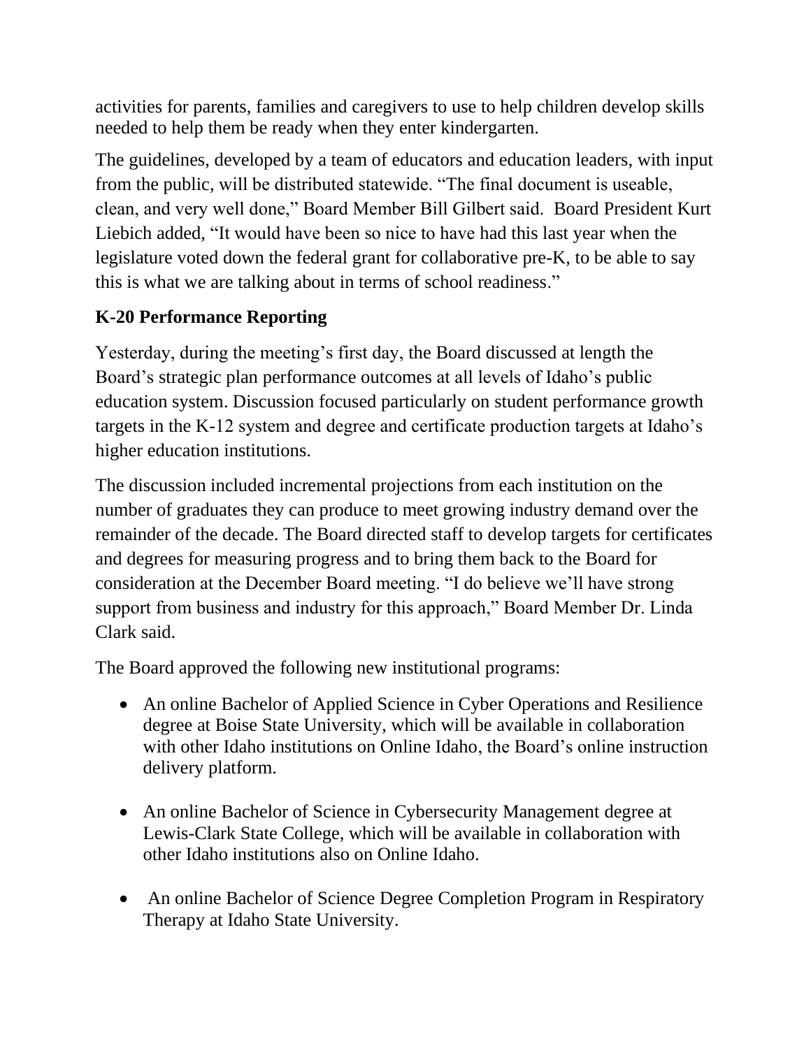activities for parents, families and caregivers to use to help children develop skills needed to help them be ready when they enter kindergarten.

The guidelines, developed by a team of educators and education leaders, with input from the public, will be distributed statewide. "The final document is useable, clean, and very well done," Board Member Bill Gilbert said. Board President Kurt Liebich added, "It would have been so nice to have had this last year when the legislature voted down the federal grant for collaborative pre-K, to be able to say this is what we are talking about in terms of school readiness."

**K-20 Performance Reporting**

Yesterday, during the meeting's first day, the Board discussed at length the Board's strategic plan performance outcomes at all levels of Idaho's public education system. Discussion focused particularly on student performance growth targets in the K-12 system and degree and certificate production targets at Idaho's higher education institutions.

The discussion included incremental projections from each institution on the number of graduates they can produce to meet growing industry demand over the remainder of the decade. The Board directed staff to develop targets for certificates and degrees for measuring progress and to bring them back to the Board for consideration at the December Board meeting. "I do believe we'll have strong support from business and industry for this approach," Board Member Dr. Linda Clark said.

The Board approved the following new institutional programs:

- An online Bachelor of Applied Science in Cyber Operations and Resilience degree at Boise State University, which will be available in collaboration with other Idaho institutions on Online Idaho, the Board's online instruction delivery platform.
- An online Bachelor of Science in Cybersecurity Management degree at Lewis-Clark State College, which will be available in collaboration with other Idaho institutions also on Online Idaho.
- An online Bachelor of Science Degree Completion Program in Respiratory Therapy at Idaho State University.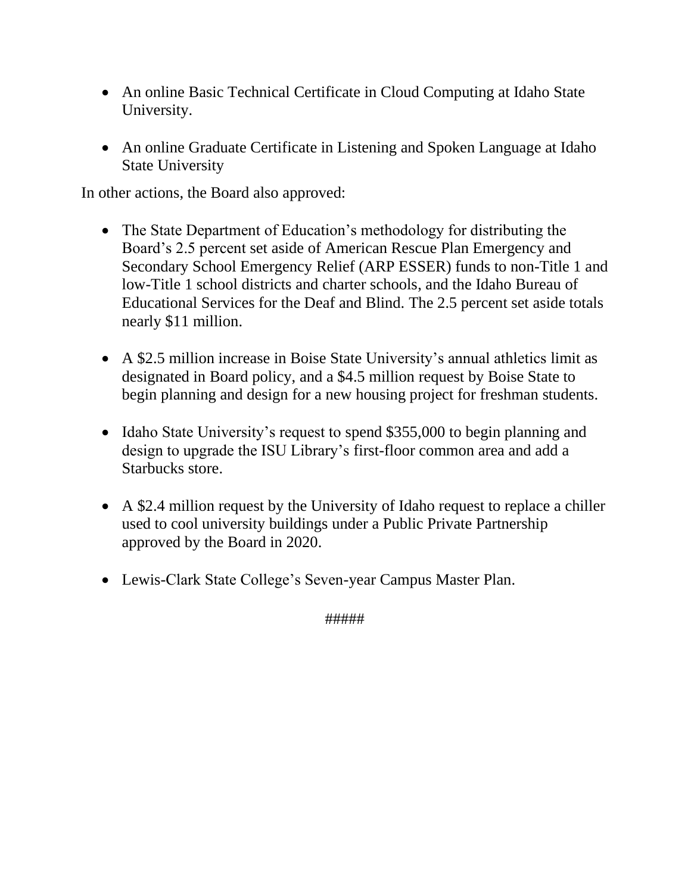- An online Basic Technical Certificate in Cloud Computing at Idaho State University.

- An online Graduate Certificate in Listening and Spoken Language at Idaho State University

In other actions, the Board also approved:

- The State Department of Education's methodology for distributing the Board's 2.5 percent set aside of American Rescue Plan Emergency and Secondary School Emergency Relief (ARP ESSER) funds to non-Title 1 and low-Title 1 school districts and charter schools, and the Idaho Bureau of Educational Services for the Deaf and Blind. The 2.5 percent set aside totals nearly $11 million.

- A $2.5 million increase in Boise State University's annual athletics limit as designated in Board policy, and a $4.5 million request by Boise State to begin planning and design for a new housing project for freshman students.

- Idaho State University's request to spend $355,000 to begin planning and design to upgrade the ISU Library's first-floor common area and add a Starbucks store.

- A $2.4 million request by the University of Idaho request to replace a chiller used to cool university buildings under a Public Private Partnership approved by the Board in 2020.

- Lewis-Clark State College's Seven-year Campus Master Plan.

#####